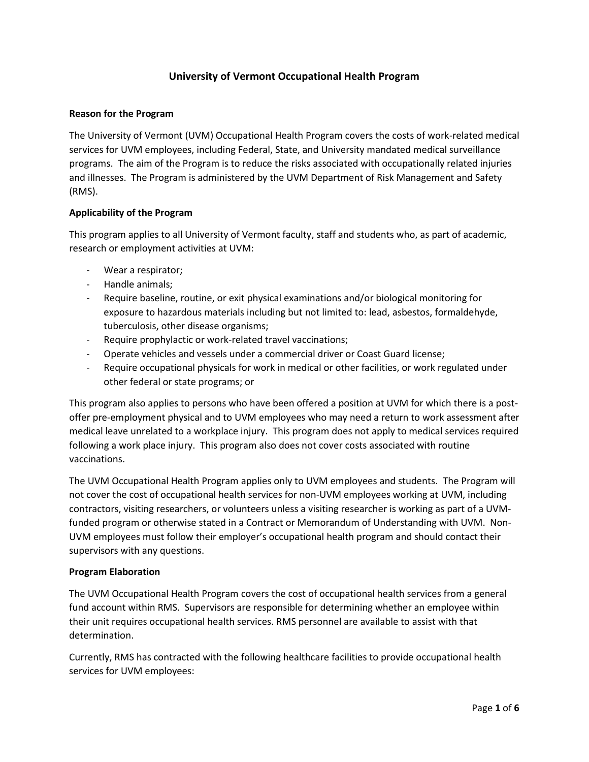# University of Vermont Occupational Health Program

## Reason for the Program

The University of Vermont (UVM) Occupational Health Program covers the costs of work-related medical services for UVM employees, including Federal, State, and University mandated medical surveillance programs. The aim of the Program is to reduce the risks associated with occupationally related injuries and illnesses. The Program is administered by the UVM Department of Risk Management and Safety (RMS).

## Applicability of the Program

This program applies to all University of Vermont faculty, staff and students who, as part of academic, research or employment activities at UVM:

- Wear a respirator;
- Handle animals;
- Require baseline, routine, or exit physical examinations and/or biological monitoring for exposure to hazardous materials including but not limited to: lead, asbestos, formaldehyde, tuberculosis, other disease organisms;
- Require prophylactic or work-related travel vaccinations;
- Operate vehicles and vessels under a commercial driver or Coast Guard license;
- Require occupational physicals for work in medical or other facilities, or work regulated under other federal or state programs; or

This program also applies to persons who have been offered a position at UVM for which there is a post-offer pre-employment physical and to UVM employees who may need a return to work assessment after medical leave unrelated to a workplace injury. This program does not apply to medical services required following a work place injury. This program also does not cover costs associated with routine vaccinations.

The UVM Occupational Health Program applies only to UVM employees and students. The Program will not cover the cost of occupational health services for non-UVM employees working at UVM, including contractors, visiting researchers, or volunteers unless a visiting researcher is working as part of a UVM-funded program or otherwise stated in a Contract or Memorandum of Understanding with UVM. Non-UVM employees must follow their employer's occupational health program and should contact their supervisors with any questions.

## Program Elaboration

The UVM Occupational Health Program covers the cost of occupational health services from a general fund account within RMS. Supervisors are responsible for determining whether an employee within their unit requires occupational health services. RMS personnel are available to assist with that determination.

Currently, RMS has contracted with the following healthcare facilities to provide occupational health services for UVM employees: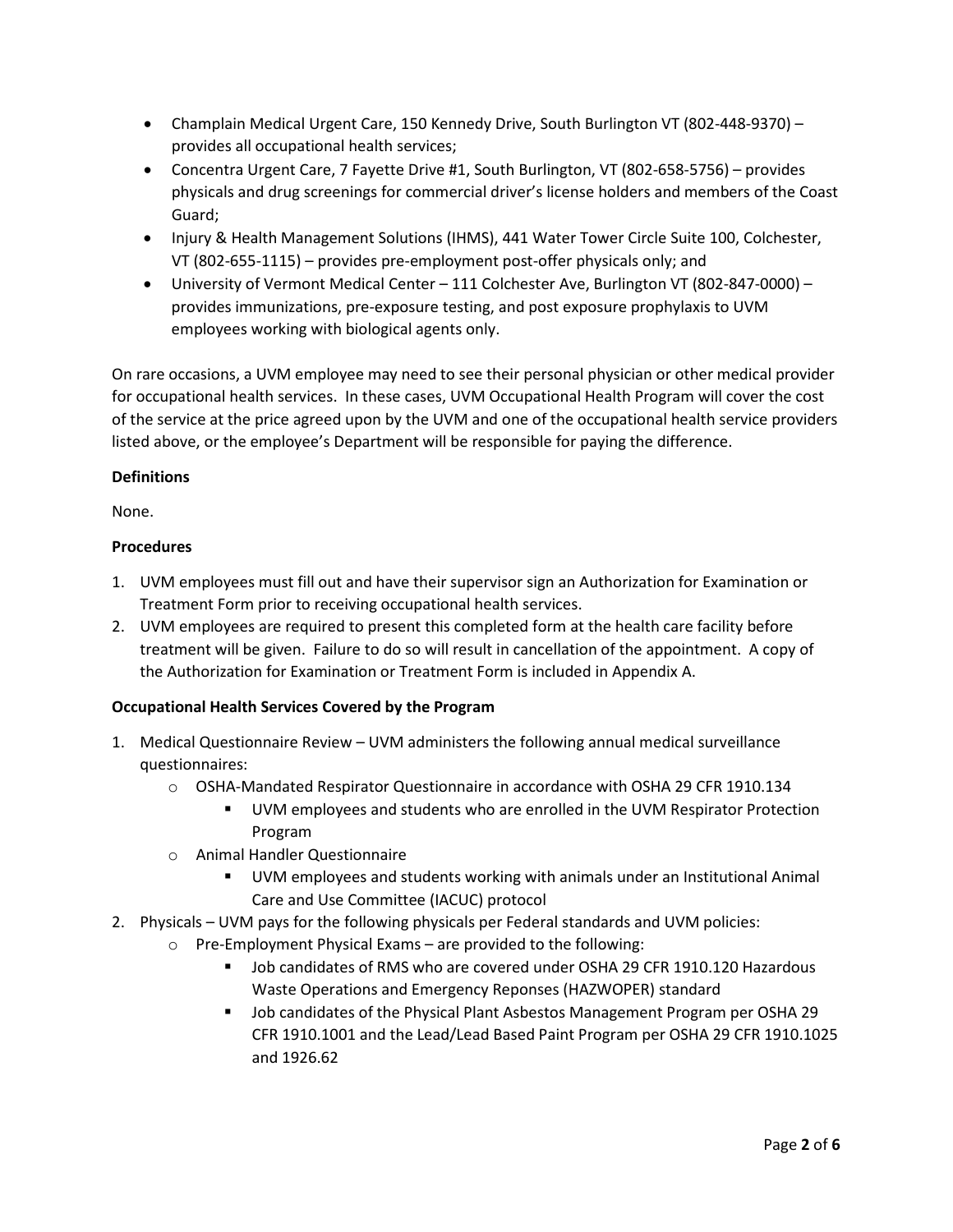- Champlain Medical Urgent Care, 150 Kennedy Drive, South Burlington VT (802-448-9370) – provides all occupational health services;
- Concentra Urgent Care, 7 Fayette Drive #1, South Burlington, VT (802-658-5756) – provides physicals and drug screenings for commercial driver's license holders and members of the Coast Guard;
- Injury & Health Management Solutions (IHMS), 441 Water Tower Circle Suite 100, Colchester, VT (802-655-1115) – provides pre-employment post-offer physicals only; and
- University of Vermont Medical Center – 111 Colchester Ave, Burlington VT (802-847-0000) – provides immunizations, pre-exposure testing, and post exposure prophylaxis to UVM employees working with biological agents only.

On rare occasions, a UVM employee may need to see their personal physician or other medical provider for occupational health services. In these cases, UVM Occupational Health Program will cover the cost of the service at the price agreed upon by the UVM and one of the occupational health service providers listed above, or the employee's Department will be responsible for paying the difference.

**Definitions**

None.

**Procedures**

1. UVM employees must fill out and have their supervisor sign an Authorization for Examination or Treatment Form prior to receiving occupational health services.
2. UVM employees are required to present this completed form at the health care facility before treatment will be given. Failure to do so will result in cancellation of the appointment. A copy of the Authorization for Examination or Treatment Form is included in Appendix A.

**Occupational Health Services Covered by the Program**

1. Medical Questionnaire Review – UVM administers the following annual medical surveillance questionnaires:
   - OSHA-Mandated Respirator Questionnaire in accordance with OSHA 29 CFR 1910.134
     - UVM employees and students who are enrolled in the UVM Respirator Protection Program
   - Animal Handler Questionnaire
     - UVM employees and students working with animals under an Institutional Animal Care and Use Committee (IACUC) protocol
2. Physicals – UVM pays for the following physicals per Federal standards and UVM policies:
   - Pre-Employment Physical Exams – are provided to the following:
     - Job candidates of RMS who are covered under OSHA 29 CFR 1910.120 Hazardous Waste Operations and Emergency Reponses (HAZWOPER) standard
     - Job candidates of the Physical Plant Asbestos Management Program per OSHA 29 CFR 1910.1001 and the Lead/Lead Based Paint Program per OSHA 29 CFR 1910.1025 and 1926.62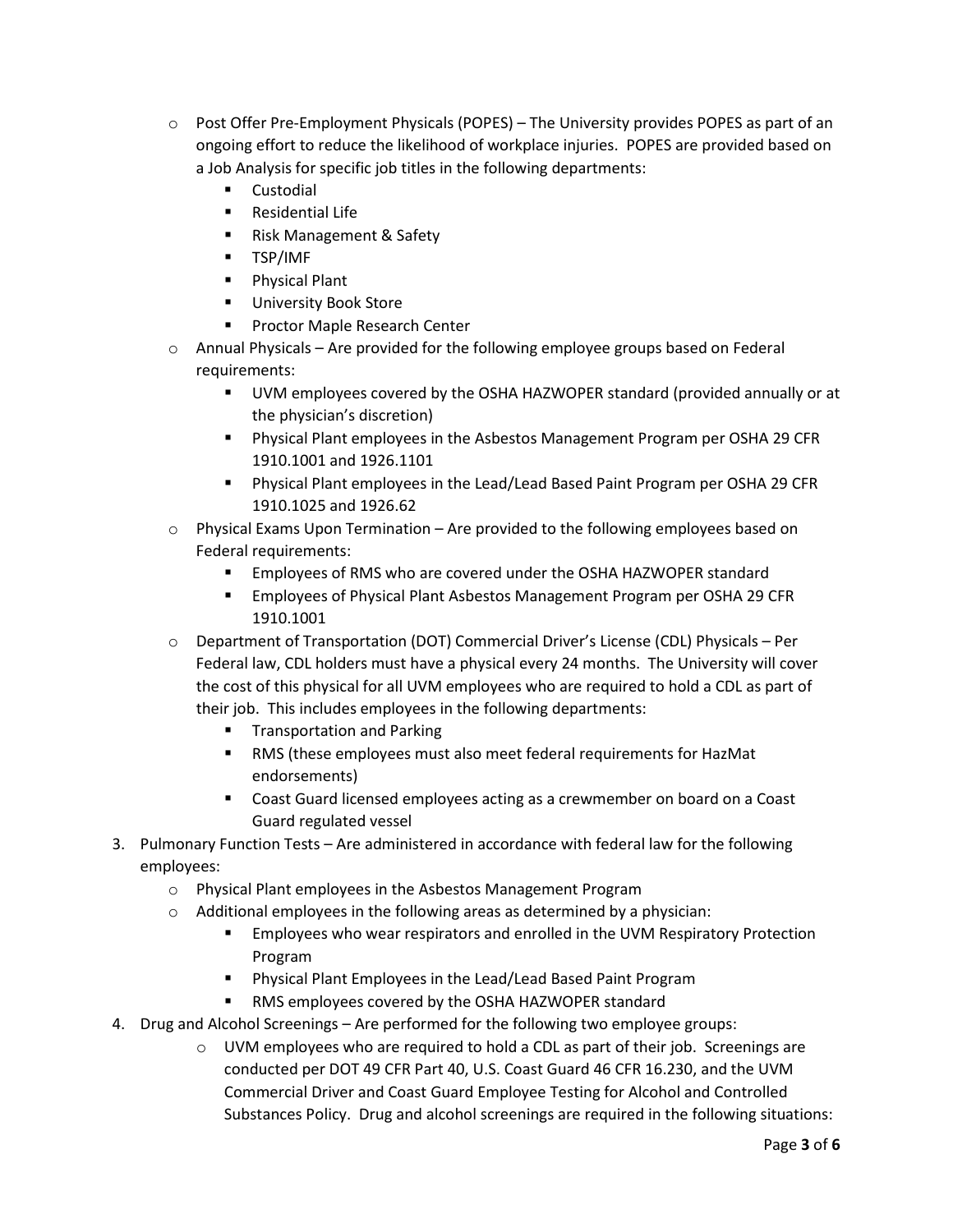- Post Offer Pre-Employment Physicals (POPES) – The University provides POPES as part of an ongoing effort to reduce the likelihood of workplace injuries. POPES are provided based on a Job Analysis for specific job titles in the following departments:
  - Custodial
  - Residential Life
  - Risk Management & Safety
  - TSP/IMF
  - Physical Plant
  - University Book Store
  - Proctor Maple Research Center
- Annual Physicals – Are provided for the following employee groups based on Federal requirements:
  - UVM employees covered by the OSHA HAZWOPER standard (provided annually or at the physician's discretion)
  - Physical Plant employees in the Asbestos Management Program per OSHA 29 CFR 1910.1001 and 1926.1101
  - Physical Plant employees in the Lead/Lead Based Paint Program per OSHA 29 CFR 1910.1025 and 1926.62
- Physical Exams Upon Termination – Are provided to the following employees based on Federal requirements:
  - Employees of RMS who are covered under the OSHA HAZWOPER standard
  - Employees of Physical Plant Asbestos Management Program per OSHA 29 CFR 1910.1001
- Department of Transportation (DOT) Commercial Driver's License (CDL) Physicals – Per Federal law, CDL holders must have a physical every 24 months. The University will cover the cost of this physical for all UVM employees who are required to hold a CDL as part of their job. This includes employees in the following departments:
  - Transportation and Parking
  - RMS (these employees must also meet federal requirements for HazMat endorsements)
  - Coast Guard licensed employees acting as a crewmember on board on a Coast Guard regulated vessel

3. Pulmonary Function Tests – Are administered in accordance with federal law for the following employees:
   - Physical Plant employees in the Asbestos Management Program
   - Additional employees in the following areas as determined by a physician:
     - Employees who wear respirators and enrolled in the UVM Respiratory Protection Program
     - Physical Plant Employees in the Lead/Lead Based Paint Program
     - RMS employees covered by the OSHA HAZWOPER standard
4. Drug and Alcohol Screenings – Are performed for the following two employee groups:
   - UVM employees who are required to hold a CDL as part of their job. Screenings are conducted per DOT 49 CFR Part 40, U.S. Coast Guard 46 CFR 16.230, and the UVM Commercial Driver and Coast Guard Employee Testing for Alcohol and Controlled Substances Policy. Drug and alcohol screenings are required in the following situations: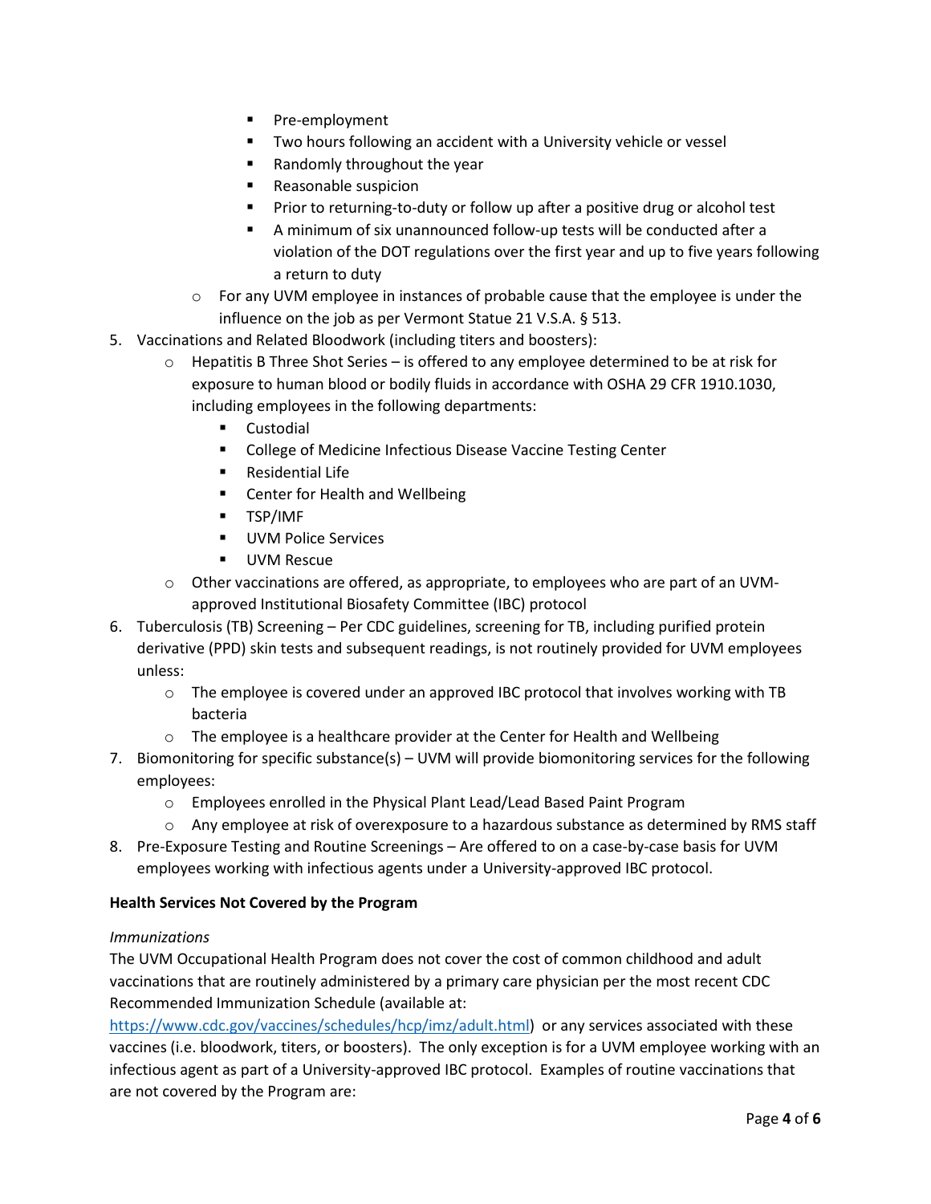- Pre-employment
        - Two hours following an accident with a University vehicle or vessel
        - Randomly throughout the year
        - Reasonable suspicion
        - Prior to returning-to-duty or follow up after a positive drug or alcohol test
        - A minimum of six unannounced follow-up tests will be conducted after a violation of the DOT regulations over the first year and up to five years following a return to duty
    - For any UVM employee in instances of probable cause that the employee is under the influence on the job as per Vermont Statue 21 V.S.A. § 513.
5. Vaccinations and Related Bloodwork (including titers and boosters):
    - Hepatitis B Three Shot Series – is offered to any employee determined to be at risk for exposure to human blood or bodily fluids in accordance with OSHA 29 CFR 1910.1030, including employees in the following departments:
        - Custodial
        - College of Medicine Infectious Disease Vaccine Testing Center
        - Residential Life
        - Center for Health and Wellbeing
        - TSP/IMF
        - UVM Police Services
        - UVM Rescue
    - Other vaccinations are offered, as appropriate, to employees who are part of an UVM-approved Institutional Biosafety Committee (IBC) protocol
6. Tuberculosis (TB) Screening – Per CDC guidelines, screening for TB, including purified protein derivative (PPD) skin tests and subsequent readings, is not routinely provided for UVM employees unless:
    - The employee is covered under an approved IBC protocol that involves working with TB bacteria
    - The employee is a healthcare provider at the Center for Health and Wellbeing
7. Biomonitoring for specific substance(s) – UVM will provide biomonitoring services for the following employees:
    - Employees enrolled in the Physical Plant Lead/Lead Based Paint Program
    - Any employee at risk of overexposure to a hazardous substance as determined by RMS staff
8. Pre-Exposure Testing and Routine Screenings – Are offered to on a case-by-case basis for UVM employees working with infectious agents under a University-approved IBC protocol.

**Health Services Not Covered by the Program**

*Immunizations*

The UVM Occupational Health Program does not cover the cost of common childhood and adult vaccinations that are routinely administered by a primary care physician per the most recent CDC Recommended Immunization Schedule (available at: https://www.cdc.gov/vaccines/schedules/hcp/imz/adult.html) or any services associated with these vaccines (i.e. bloodwork, titers, or boosters). The only exception is for a UVM employee working with an infectious agent as part of a University-approved IBC protocol. Examples of routine vaccinations that are not covered by the Program are: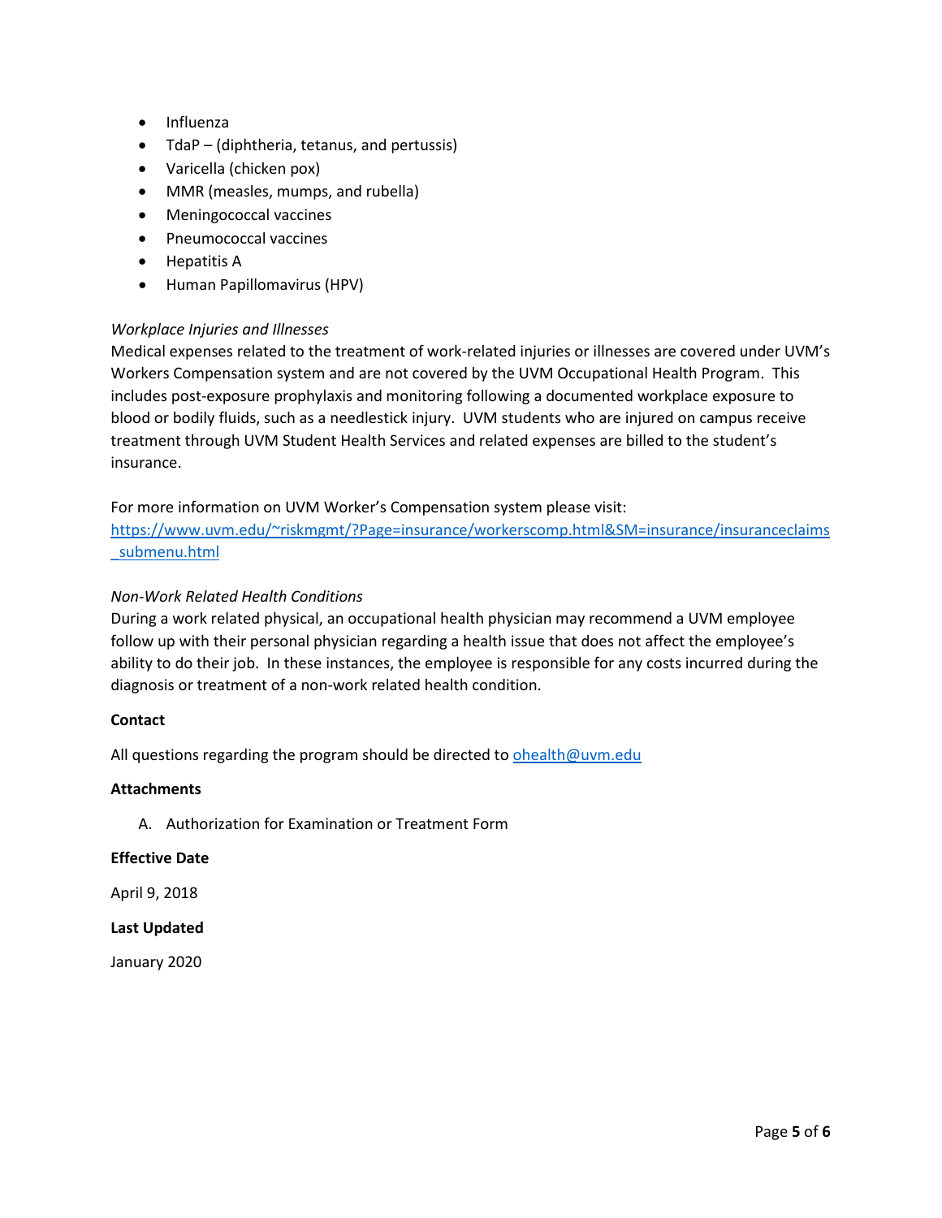- Influenza
- TdaP – (diphtheria, tetanus, and pertussis)
- Varicella (chicken pox)
- MMR (measles, mumps, and rubella)
- Meningococcal vaccines
- Pneumococcal vaccines
- Hepatitis A
- Human Papillomavirus (HPV)

*Workplace Injuries and Illnesses*

Medical expenses related to the treatment of work-related injuries or illnesses are covered under UVM's Workers Compensation system and are not covered by the UVM Occupational Health Program. This includes post-exposure prophylaxis and monitoring following a documented workplace exposure to blood or bodily fluids, such as a needlestick injury. UVM students who are injured on campus receive treatment through UVM Student Health Services and related expenses are billed to the student's insurance.

For more information on UVM Worker's Compensation system please visit: [https://www.uvm.edu/~riskmgmt/?Page=insurance/workerscomp.html&SM=insurance/insuranceclaims_submenu.html](https://www.uvm.edu/~riskmgmt/?Page=insurance/workerscomp.html&SM=insurance/insuranceclaims_submenu.html)

*Non-Work Related Health Conditions*

During a work related physical, an occupational health physician may recommend a UVM employee follow up with their personal physician regarding a health issue that does not affect the employee's ability to do their job. In these instances, the employee is responsible for any costs incurred during the diagnosis or treatment of a non-work related health condition.

**Contact**

All questions regarding the program should be directed to [ohealth@uvm.edu](mailto:ohealth@uvm.edu)

**Attachments**

A. Authorization for Examination or Treatment Form

**Effective Date**

April 9, 2018

**Last Updated**

January 2020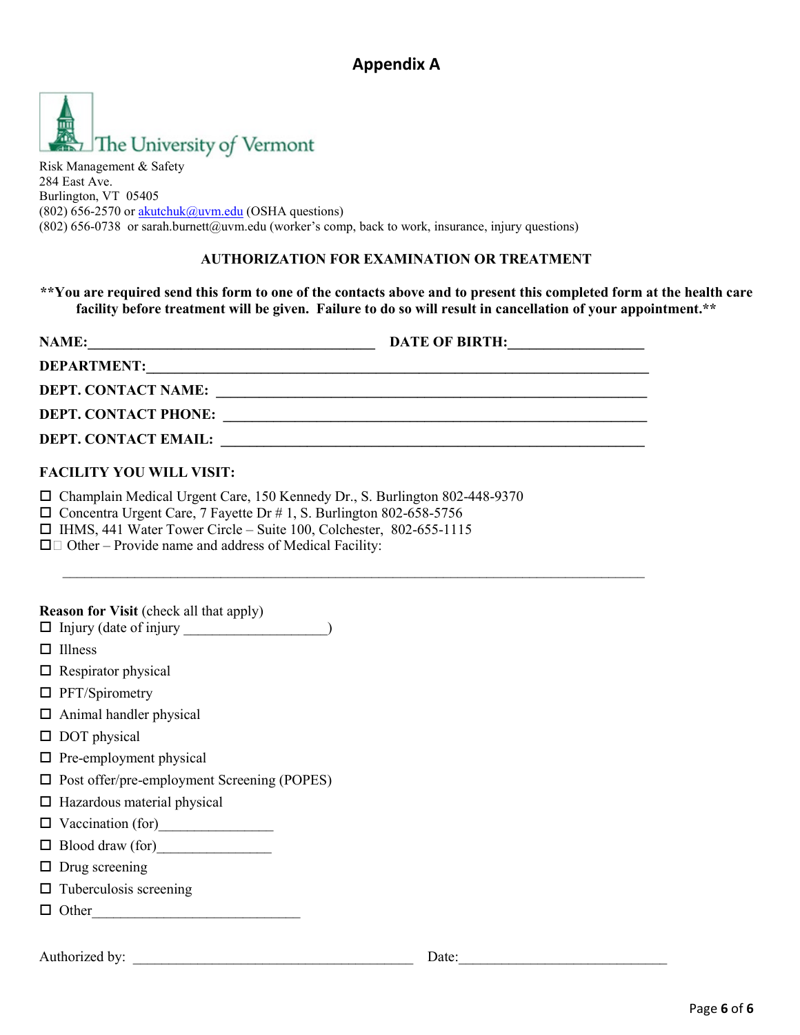# Appendix A

The University of Vermont

Risk Management & Safety
284 East Ave.
Burlington, VT 05405
(802) 656-2570 or akutchuk@uvm.edu (OSHA questions)
(802) 656-0738 or sarah.burnett@uvm.edu (worker's comp, back to work, insurance, injury questions)

### AUTHORIZATION FOR EXAMINATION OR TREATMENT

**\*\*You are required send this form to one of the contacts above and to present this completed form at the health care facility before treatment will be given. Failure to do so will result in cancellation of your appointment.\*\***

**NAME:**\_\_\_\_\_\_\_\_\_\_\_\_\_\_\_\_\_\_\_\_\_\_\_\_\_\_\_\_\_\_\_\_\_\_\_\_\_\_\_\_ **DATE OF BIRTH:**\_\_\_\_\_\_\_\_\_\_\_\_\_\_\_\_\_\_\_\_

**DEPARTMENT:**\_\_\_\_\_\_\_\_\_\_\_\_\_\_\_\_\_\_\_\_\_\_\_\_\_\_\_\_\_\_\_\_\_\_\_\_\_\_\_\_\_\_\_\_\_\_\_\_\_\_\_\_\_\_\_\_\_\_\_\_\_\_\_\_\_\_\_\_

**DEPT. CONTACT NAME:** \_\_\_\_\_\_\_\_\_\_\_\_\_\_\_\_\_\_\_\_\_\_\_\_\_\_\_\_\_\_\_\_\_\_\_\_\_\_\_\_\_\_\_\_\_\_\_\_\_\_\_\_\_\_\_\_\_\_\_

**DEPT. CONTACT PHONE:** \_\_\_\_\_\_\_\_\_\_\_\_\_\_\_\_\_\_\_\_\_\_\_\_\_\_\_\_\_\_\_\_\_\_\_\_\_\_\_\_\_\_\_\_\_\_\_\_\_\_\_\_\_\_\_\_\_\_

**DEPT. CONTACT EMAIL:** \_\_\_\_\_\_\_\_\_\_\_\_\_\_\_\_\_\_\_\_\_\_\_\_\_\_\_\_\_\_\_\_\_\_\_\_\_\_\_\_\_\_\_\_\_\_\_\_\_\_\_\_\_\_\_\_\_\_

**FACILITY YOU WILL VISIT:**

- ☐ Champlain Medical Urgent Care, 150 Kennedy Dr., S. Burlington 802-448-9370
- ☐ Concentra Urgent Care, 7 Fayette Dr # 1, S. Burlington 802-658-5756
- ☐ IHMS, 441 Water Tower Circle – Suite 100, Colchester, 802-655-1115
- ☐ Other – Provide name and address of Medical Facility:

\_\_\_\_\_\_\_\_\_\_\_\_\_\_\_\_\_\_\_\_\_\_\_\_\_\_\_\_\_\_\_\_\_\_\_\_\_\_\_\_\_\_\_\_\_\_\_\_\_\_\_\_\_\_\_\_\_\_\_\_\_\_\_\_\_\_\_\_\_\_\_\_\_\_\_\_

**Reason for Visit** (check all that apply)

- ☐ Injury (date of injury \_\_\_\_\_\_\_\_\_\_\_\_\_\_\_\_\_\_\_\_)
- ☐ Illness
- ☐ Respirator physical
- ☐ PFT/Spirometry
- ☐ Animal handler physical
- ☐ DOT physical
- ☐ Pre-employment physical
- ☐ Post offer/pre-employment Screening (POPES)
- ☐ Hazardous material physical
- ☐ Vaccination (for)\_\_\_\_\_\_\_\_\_\_\_\_\_\_\_\_
- ☐ Blood draw (for)\_\_\_\_\_\_\_\_\_\_\_\_\_\_\_\_
- ☐ Drug screening
- ☐ Tuberculosis screening
- ☐ Other\_\_\_\_\_\_\_\_\_\_\_\_\_\_\_\_\_\_\_\_\_\_\_\_\_\_\_\_\_\_

Authorized by: \_\_\_\_\_\_\_\_\_\_\_\_\_\_\_\_\_\_\_\_\_\_\_\_\_\_\_\_\_\_\_\_\_\_\_\_\_\_\_\_ Date:\_\_\_\_\_\_\_\_\_\_\_\_\_\_\_\_\_\_\_\_\_\_\_\_\_\_\_\_\_\_